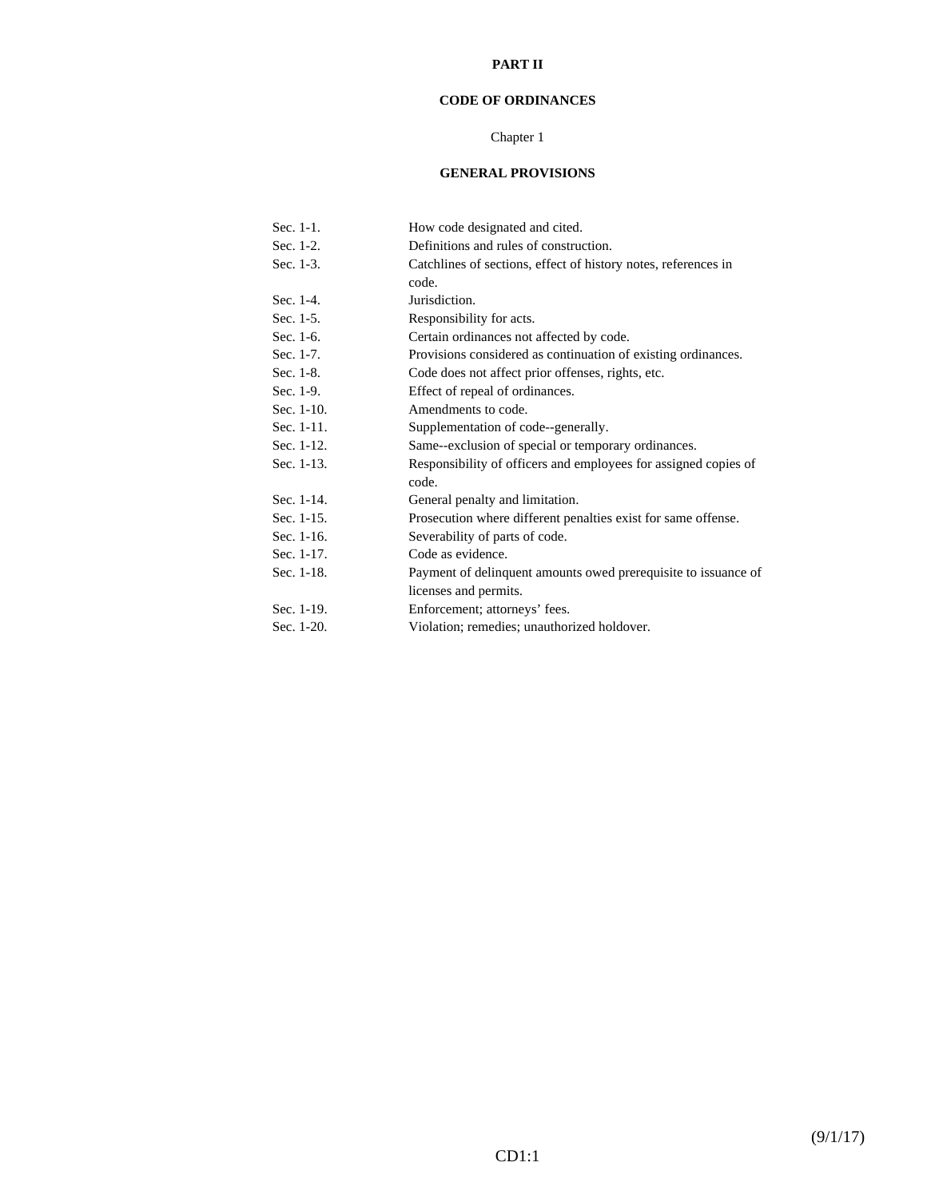# PART II

# CODE OF ORDINANCES

## Chapter 1

## GENERAL PROVISIONS

| | |
|---|---|
| Sec. 1-1. | How code designated and cited. |
| Sec. 1-2. | Definitions and rules of construction. |
| Sec. 1-3. | Catchlines of sections, effect of history notes, references in code. |
| Sec. 1-4. | Jurisdiction. |
| Sec. 1-5. | Responsibility for acts. |
| Sec. 1-6. | Certain ordinances not affected by code. |
| Sec. 1-7. | Provisions considered as continuation of existing ordinances. |
| Sec. 1-8. | Code does not affect prior offenses, rights, etc. |
| Sec. 1-9. | Effect of repeal of ordinances. |
| Sec. 1-10. | Amendments to code. |
| Sec. 1-11. | Supplementation of code--generally. |
| Sec. 1-12. | Same--exclusion of special or temporary ordinances. |
| Sec. 1-13. | Responsibility of officers and employees for assigned copies of code. |
| Sec. 1-14. | General penalty and limitation. |
| Sec. 1-15. | Prosecution where different penalties exist for same offense. |
| Sec. 1-16. | Severability of parts of code. |
| Sec. 1-17. | Code as evidence. |
| Sec. 1-18. | Payment of delinquent amounts owed prerequisite to issuance of licenses and permits. |
| Sec. 1-19. | Enforcement; attorneys' fees. |
| Sec. 1-20. | Violation; remedies; unauthorized holdover. |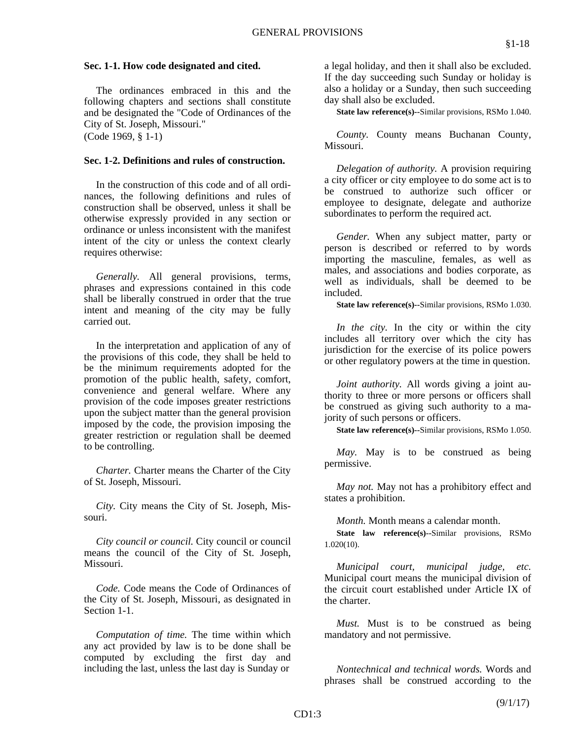### Sec. 1-1. How code designated and cited.

The ordinances embraced in this and the following chapters and sections shall constitute and be designated the "Code of Ordinances of the City of St. Joseph, Missouri."
(Code 1969, § 1-1)

### Sec. 1-2. Definitions and rules of construction.

In the construction of this code and of all ordinances, the following definitions and rules of construction shall be observed, unless it shall be otherwise expressly provided in any section or ordinance or unless inconsistent with the manifest intent of the city or unless the context clearly requires otherwise:

*Generally.* All general provisions, terms, phrases and expressions contained in this code shall be liberally construed in order that the true intent and meaning of the city may be fully carried out.

In the interpretation and application of any of the provisions of this code, they shall be held to be the minimum requirements adopted for the promotion of the public health, safety, comfort, convenience and general welfare. Where any provision of the code imposes greater restrictions upon the subject matter than the general provision imposed by the code, the provision imposing the greater restriction or regulation shall be deemed to be controlling.

*Charter.* Charter means the Charter of the City of St. Joseph, Missouri.

*City.* City means the City of St. Joseph, Missouri.

*City council or council.* City council or council means the council of the City of St. Joseph, Missouri.

*Code.* Code means the Code of Ordinances of the City of St. Joseph, Missouri, as designated in Section 1-1.

*Computation of time.* The time within which any act provided by law is to be done shall be computed by excluding the first day and including the last, unless the last day is Sunday or a legal holiday, and then it shall also be excluded. If the day succeeding such Sunday or holiday is also a holiday or a Sunday, then such succeeding day shall also be excluded.

**State law reference(s)**--Similar provisions, RSMo 1.040.

*County.* County means Buchanan County, Missouri.

*Delegation of authority.* A provision requiring a city officer or city employee to do some act is to be construed to authorize such officer or employee to designate, delegate and authorize subordinates to perform the required act.

*Gender.* When any subject matter, party or person is described or referred to by words importing the masculine, females, as well as males, and associations and bodies corporate, as well as individuals, shall be deemed to be included.

**State law reference(s)**--Similar provisions, RSMo 1.030.

*In the city.* In the city or within the city includes all territory over which the city has jurisdiction for the exercise of its police powers or other regulatory powers at the time in question.

*Joint authority.* All words giving a joint authority to three or more persons or officers shall be construed as giving such authority to a majority of such persons or officers.

**State law reference(s)**--Similar provisions, RSMo 1.050.

*May.* May is to be construed as being permissive.

*May not.* May not has a prohibitory effect and states a prohibition.

*Month.* Month means a calendar month.

**State law reference(s)**--Similar provisions, RSMo 1.020(10).

*Municipal court, municipal judge, etc.* Municipal court means the municipal division of the circuit court established under Article IX of the charter.

*Must.* Must is to be construed as being mandatory and not permissive.

*Nontechnical and technical words.* Words and phrases shall be construed according to the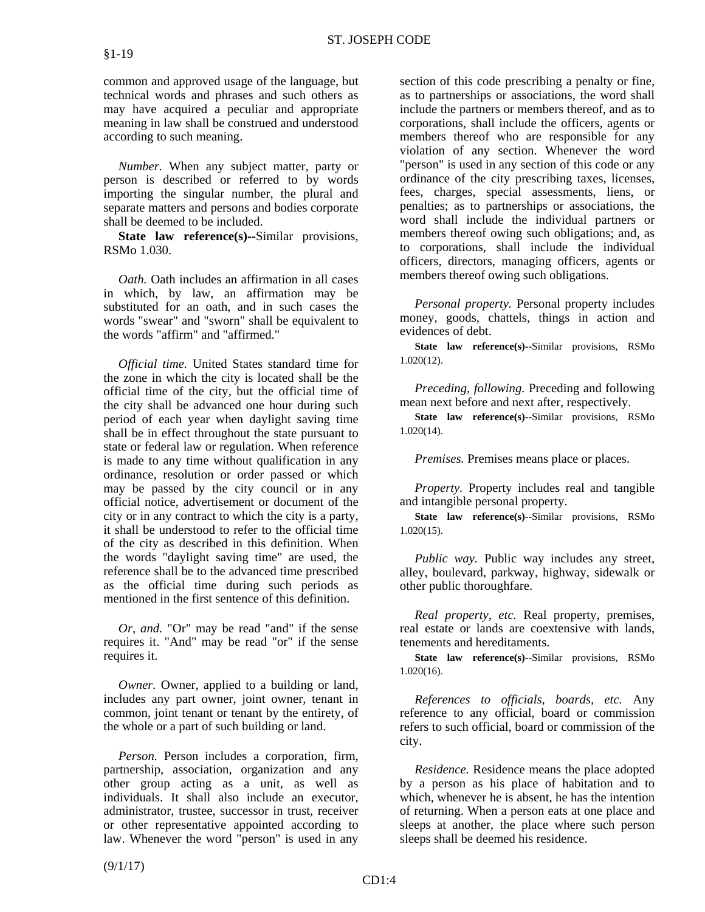common and approved usage of the language, but technical words and phrases and such others as may have acquired a peculiar and appropriate meaning in law shall be construed and understood according to such meaning.

*Number.* When any subject matter, party or person is described or referred to by words importing the singular number, the plural and separate matters and persons and bodies corporate shall be deemed to be included.

**State law reference(s)--**Similar provisions, RSMo 1.030.

*Oath.* Oath includes an affirmation in all cases in which, by law, an affirmation may be substituted for an oath, and in such cases the words "swear" and "sworn" shall be equivalent to the words "affirm" and "affirmed."

*Official time.* United States standard time for the zone in which the city is located shall be the official time of the city, but the official time of the city shall be advanced one hour during such period of each year when daylight saving time shall be in effect throughout the state pursuant to state or federal law or regulation. When reference is made to any time without qualification in any ordinance, resolution or order passed or which may be passed by the city council or in any official notice, advertisement or document of the city or in any contract to which the city is a party, it shall be understood to refer to the official time of the city as described in this definition. When the words "daylight saving time" are used, the reference shall be to the advanced time prescribed as the official time during such periods as mentioned in the first sentence of this definition.

*Or, and.* "Or" may be read "and" if the sense requires it. "And" may be read "or" if the sense requires it.

*Owner.* Owner, applied to a building or land, includes any part owner, joint owner, tenant in common, joint tenant or tenant by the entirety, of the whole or a part of such building or land.

*Person.* Person includes a corporation, firm, partnership, association, organization and any other group acting as a unit, as well as individuals. It shall also include an executor, administrator, trustee, successor in trust, receiver or other representative appointed according to law. Whenever the word "person" is used in any section of this code prescribing a penalty or fine, as to partnerships or associations, the word shall include the partners or members thereof, and as to corporations, shall include the officers, agents or members thereof who are responsible for any violation of any section. Whenever the word "person" is used in any section of this code or any ordinance of the city prescribing taxes, licenses, fees, charges, special assessments, liens, or penalties; as to partnerships or associations, the word shall include the individual partners or members thereof owing such obligations; and, as to corporations, shall include the individual officers, directors, managing officers, agents or members thereof owing such obligations.

*Personal property.* Personal property includes money, goods, chattels, things in action and evidences of debt.

**State law reference(s)--**Similar provisions, RSMo 1.020(12).

*Preceding, following.* Preceding and following mean next before and next after, respectively.

**State law reference(s)--**Similar provisions, RSMo 1.020(14).

*Premises.* Premises means place or places.

*Property.* Property includes real and tangible and intangible personal property.

**State law reference(s)--**Similar provisions, RSMo 1.020(15).

*Public way.* Public way includes any street, alley, boulevard, parkway, highway, sidewalk or other public thoroughfare.

*Real property, etc.* Real property, premises, real estate or lands are coextensive with lands, tenements and hereditaments.

**State law reference(s)--**Similar provisions, RSMo 1.020(16).

*References to officials, boards, etc.* Any reference to any official, board or commission refers to such official, board or commission of the city.

*Residence.* Residence means the place adopted by a person as his place of habitation and to which, whenever he is absent, he has the intention of returning. When a person eats at one place and sleeps at another, the place where such person sleeps shall be deemed his residence.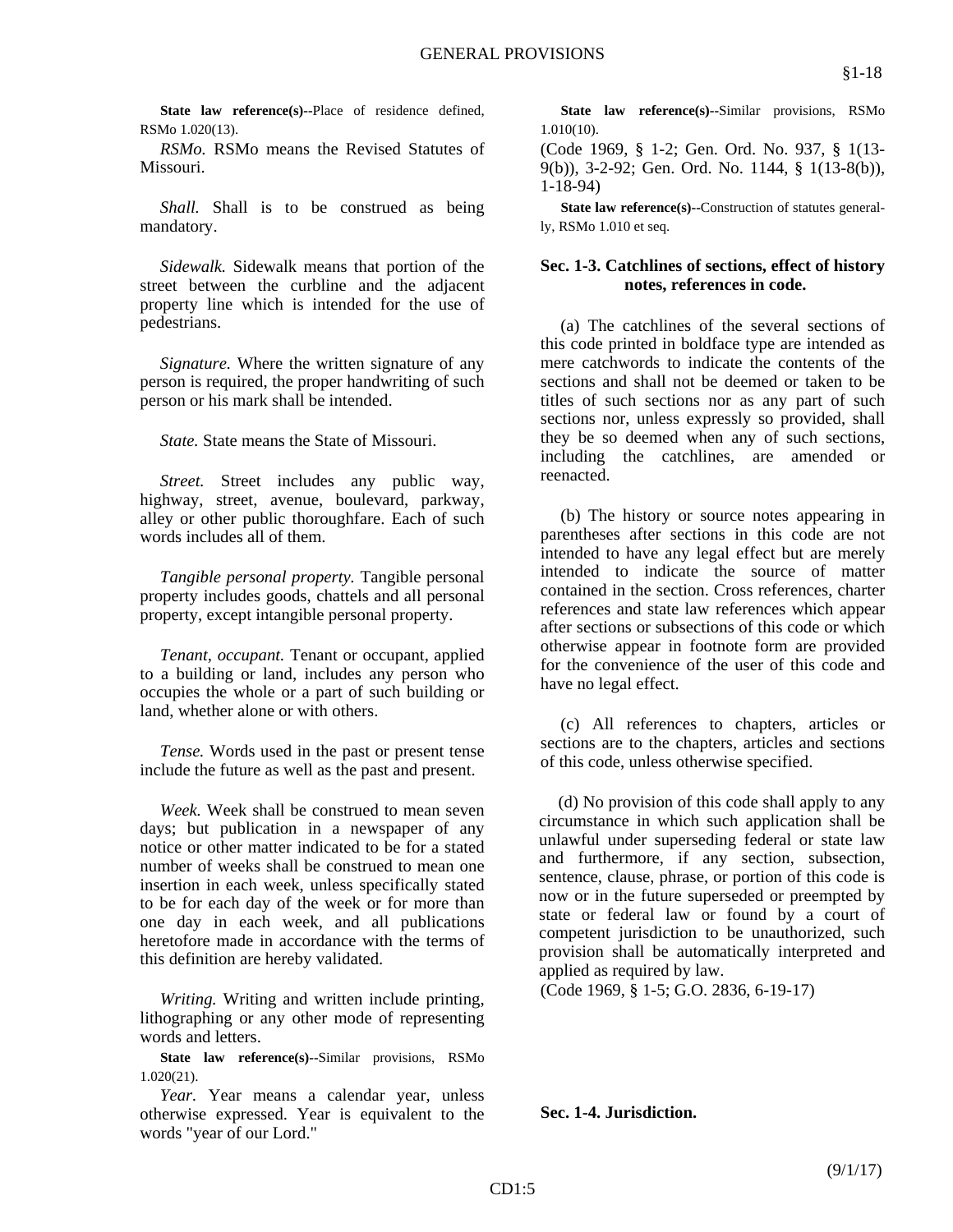**State law reference(s)**--Place of residence defined, RSMo 1.020(13).

*RSMo.* RSMo means the Revised Statutes of Missouri.

*Shall.* Shall is to be construed as being mandatory.

*Sidewalk.* Sidewalk means that portion of the street between the curbline and the adjacent property line which is intended for the use of pedestrians.

*Signature.* Where the written signature of any person is required, the proper handwriting of such person or his mark shall be intended.

*State.* State means the State of Missouri.

*Street.* Street includes any public way, highway, street, avenue, boulevard, parkway, alley or other public thoroughfare. Each of such words includes all of them.

*Tangible personal property.* Tangible personal property includes goods, chattels and all personal property, except intangible personal property.

*Tenant, occupant.* Tenant or occupant, applied to a building or land, includes any person who occupies the whole or a part of such building or land, whether alone or with others.

*Tense.* Words used in the past or present tense include the future as well as the past and present.

*Week.* Week shall be construed to mean seven days; but publication in a newspaper of any notice or other matter indicated to be for a stated number of weeks shall be construed to mean one insertion in each week, unless specifically stated to be for each day of the week or for more than one day in each week, and all publications heretofore made in accordance with the terms of this definition are hereby validated.

*Writing.* Writing and written include printing, lithographing or any other mode of representing words and letters.

**State law reference(s)**--Similar provisions, RSMo 1.020(21).

*Year.* Year means a calendar year, unless otherwise expressed. Year is equivalent to the words "year of our Lord."

**State law reference(s)**--Similar provisions, RSMo 1.010(10).

(Code 1969, § 1-2; Gen. Ord. No. 937, § 1(13-9(b)), 3-2-92; Gen. Ord. No. 1144, § 1(13-8(b)), 1-18-94)

**State law reference(s)**--Construction of statutes generally, RSMo 1.010 et seq.

### Sec. 1-3. Catchlines of sections, effect of history notes, references in code.

(a) The catchlines of the several sections of this code printed in boldface type are intended as mere catchwords to indicate the contents of the sections and shall not be deemed or taken to be titles of such sections nor as any part of such sections nor, unless expressly so provided, shall they be so deemed when any of such sections, including the catchlines, are amended or reenacted.

(b) The history or source notes appearing in parentheses after sections in this code are not intended to have any legal effect but are merely intended to indicate the source of matter contained in the section. Cross references, charter references and state law references which appear after sections or subsections of this code or which otherwise appear in footnote form are provided for the convenience of the user of this code and have no legal effect.

(c) All references to chapters, articles or sections are to the chapters, articles and sections of this code, unless otherwise specified.

(d) No provision of this code shall apply to any circumstance in which such application shall be unlawful under superseding federal or state law and furthermore, if any section, subsection, sentence, clause, phrase, or portion of this code is now or in the future superseded or preempted by state or federal law or found by a court of competent jurisdiction to be unauthorized, such provision shall be automatically interpreted and applied as required by law.

(Code 1969, § 1-5; G.O. 2836, 6-19-17)

### Sec. 1-4. Jurisdiction.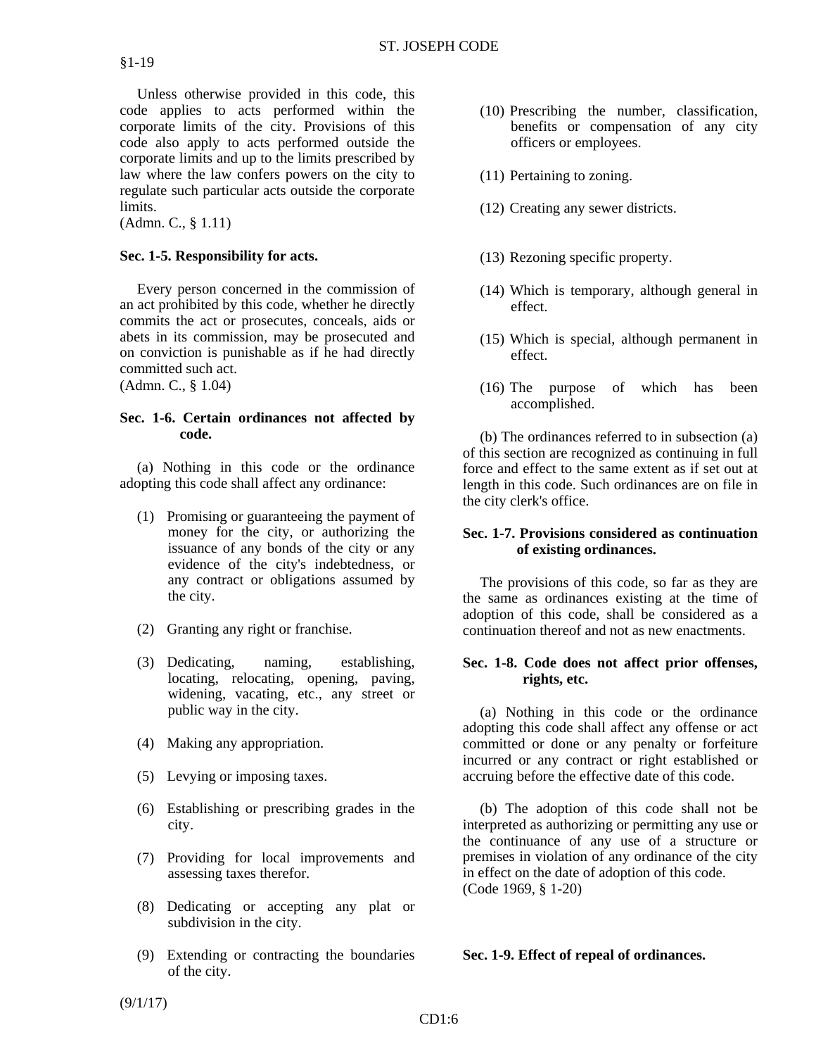Unless otherwise provided in this code, this code applies to acts performed within the corporate limits of the city. Provisions of this code also apply to acts performed outside the corporate limits and up to the limits prescribed by law where the law confers powers on the city to regulate such particular acts outside the corporate limits.
(Admn. C., § 1.11)

**Sec. 1-5. Responsibility for acts.**

Every person concerned in the commission of an act prohibited by this code, whether he directly commits the act or prosecutes, conceals, aids or abets in its commission, may be prosecuted and on conviction is punishable as if he had directly committed such act.
(Admn. C., § 1.04)

**Sec. 1-6. Certain ordinances not affected by code.**

(a) Nothing in this code or the ordinance adopting this code shall affect any ordinance:

(1) Promising or guaranteeing the payment of money for the city, or authorizing the issuance of any bonds of the city or any evidence of the city's indebtedness, or any contract or obligations assumed by the city.

(2) Granting any right or franchise.

(3) Dedicating, naming, establishing, locating, relocating, opening, paving, widening, vacating, etc., any street or public way in the city.

(4) Making any appropriation.

(5) Levying or imposing taxes.

(6) Establishing or prescribing grades in the city.

(7) Providing for local improvements and assessing taxes therefor.

(8) Dedicating or accepting any plat or subdivision in the city.

(9) Extending or contracting the boundaries of the city.

(10) Prescribing the number, classification, benefits or compensation of any city officers or employees.

(11) Pertaining to zoning.

(12) Creating any sewer districts.

(13) Rezoning specific property.

(14) Which is temporary, although general in effect.

(15) Which is special, although permanent in effect.

(16) The purpose of which has been accomplished.

(b) The ordinances referred to in subsection (a) of this section are recognized as continuing in full force and effect to the same extent as if set out at length in this code. Such ordinances are on file in the city clerk's office.

**Sec. 1-7. Provisions considered as continuation of existing ordinances.**

The provisions of this code, so far as they are the same as ordinances existing at the time of adoption of this code, shall be considered as a continuation thereof and not as new enactments.

**Sec. 1-8. Code does not affect prior offenses, rights, etc.**

(a) Nothing in this code or the ordinance adopting this code shall affect any offense or act committed or done or any penalty or forfeiture incurred or any contract or right established or accruing before the effective date of this code.

(b) The adoption of this code shall not be interpreted as authorizing or permitting any use or the continuance of any use of a structure or premises in violation of any ordinance of the city in effect on the date of adoption of this code.
(Code 1969, § 1-20)

**Sec. 1-9. Effect of repeal of ordinances.**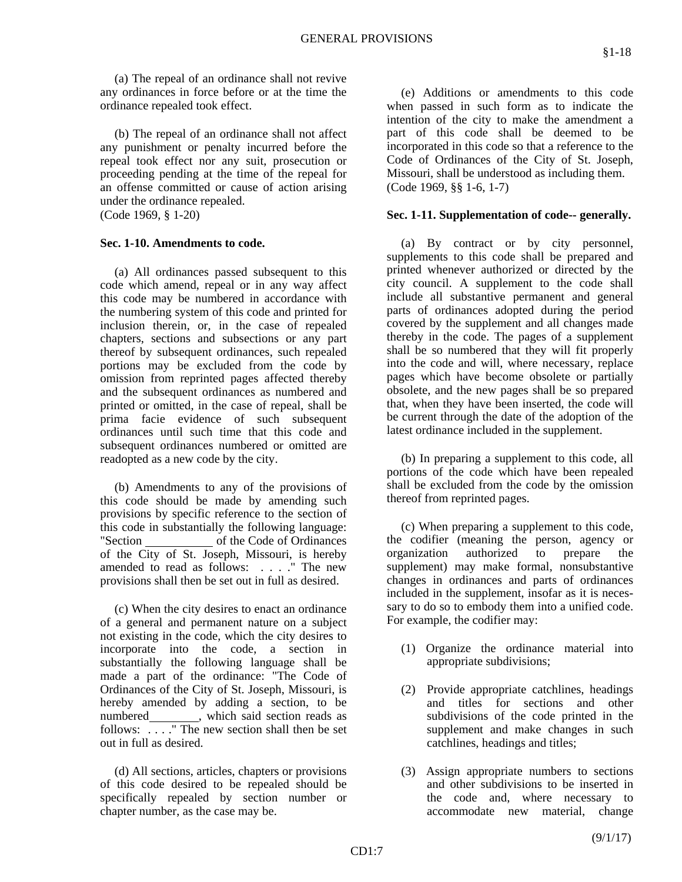(a) The repeal of an ordinance shall not revive any ordinances in force before or at the time the ordinance repealed took effect.

(b) The repeal of an ordinance shall not affect any punishment or penalty incurred before the repeal took effect nor any suit, prosecution or proceeding pending at the time of the repeal for an offense committed or cause of action arising under the ordinance repealed.
(Code 1969, § 1-20)

**Sec. 1-10. Amendments to code.**

(a) All ordinances passed subsequent to this code which amend, repeal or in any way affect this code may be numbered in accordance with the numbering system of this code and printed for inclusion therein, or, in the case of repealed chapters, sections and subsections or any part thereof by subsequent ordinances, such repealed portions may be excluded from the code by omission from reprinted pages affected thereby and the subsequent ordinances as numbered and printed or omitted, in the case of repeal, shall be prima facie evidence of such subsequent ordinances until such time that this code and subsequent ordinances numbered or omitted are readopted as a new code by the city.

(b) Amendments to any of the provisions of this code should be made by amending such provisions by specific reference to the section of this code in substantially the following language: "Section ___________ of the Code of Ordinances of the City of St. Joseph, Missouri, is hereby amended to read as follows: . . . ." The new provisions shall then be set out in full as desired.

(c) When the city desires to enact an ordinance of a general and permanent nature on a subject not existing in the code, which the city desires to incorporate into the code, a section in substantially the following language shall be made a part of the ordinance: "The Code of Ordinances of the City of St. Joseph, Missouri, is hereby amended by adding a section, to be numbered________, which said section reads as follows: . . . ." The new section shall then be set out in full as desired.

(d) All sections, articles, chapters or provisions of this code desired to be repealed should be specifically repealed by section number or chapter number, as the case may be.

(e) Additions or amendments to this code when passed in such form as to indicate the intention of the city to make the amendment a part of this code shall be deemed to be incorporated in this code so that a reference to the Code of Ordinances of the City of St. Joseph, Missouri, shall be understood as including them.
(Code 1969, §§ 1-6, 1-7)

**Sec. 1-11. Supplementation of code-- generally.**

(a) By contract or by city personnel, supplements to this code shall be prepared and printed whenever authorized or directed by the city council. A supplement to the code shall include all substantive permanent and general parts of ordinances adopted during the period covered by the supplement and all changes made thereby in the code. The pages of a supplement shall be so numbered that they will fit properly into the code and will, where necessary, replace pages which have become obsolete or partially obsolete, and the new pages shall be so prepared that, when they have been inserted, the code will be current through the date of the adoption of the latest ordinance included in the supplement.

(b) In preparing a supplement to this code, all portions of the code which have been repealed shall be excluded from the code by the omission thereof from reprinted pages.

(c) When preparing a supplement to this code, the codifier (meaning the person, agency or organization authorized to prepare the supplement) may make formal, nonsubstantive changes in ordinances and parts of ordinances included in the supplement, insofar as it is necessary to do so to embody them into a unified code. For example, the codifier may:

(1) Organize the ordinance material into appropriate subdivisions;

(2) Provide appropriate catchlines, headings and titles for sections and other subdivisions of the code printed in the supplement and make changes in such catchlines, headings and titles;

(3) Assign appropriate numbers to sections and other subdivisions to be inserted in the code and, where necessary to accommodate new material, change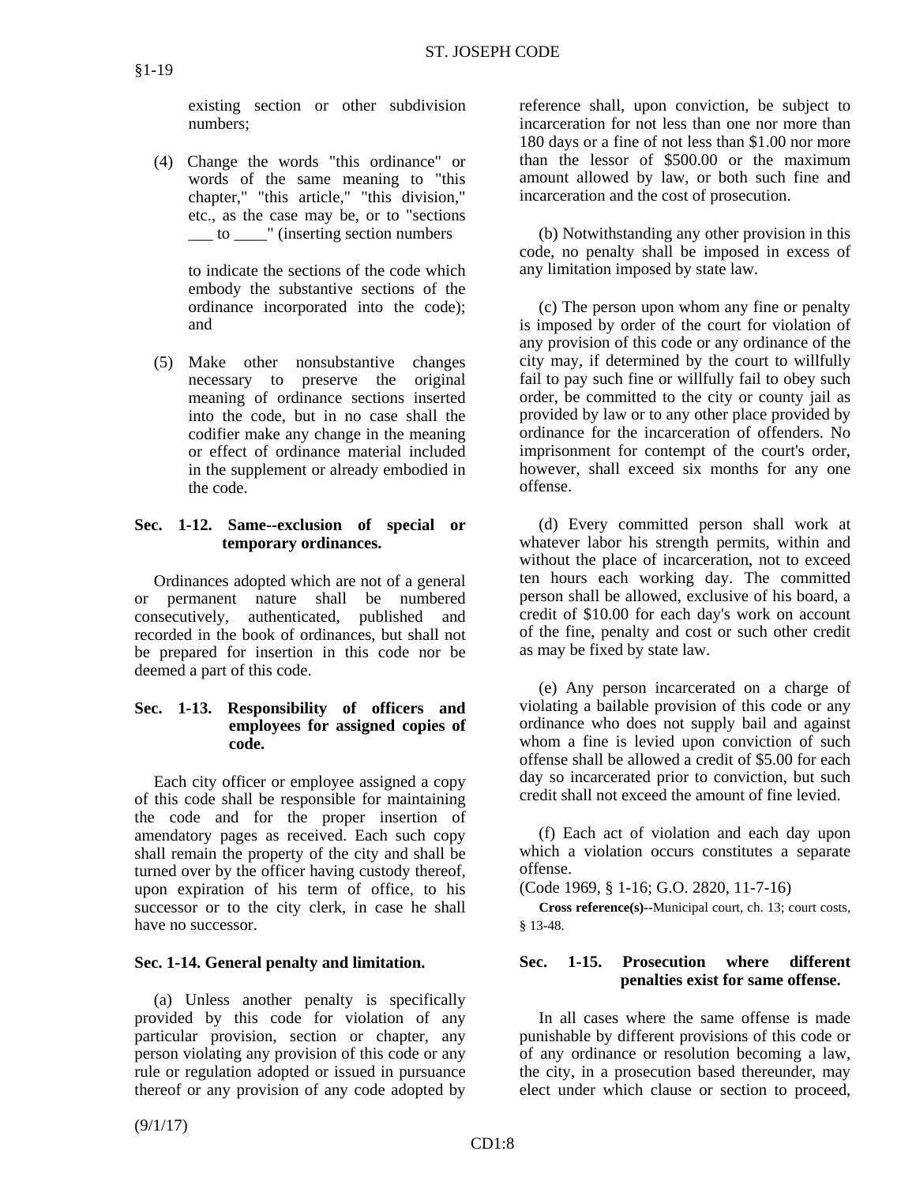existing section or other subdivision numbers;

(4) Change the words "this ordinance" or words of the same meaning to "this chapter," "this article," "this division," etc., as the case may be, or to "sections ___ to ____" (inserting section numbers

to indicate the sections of the code which embody the substantive sections of the ordinance incorporated into the code); and

(5) Make other nonsubstantive changes necessary to preserve the original meaning of ordinance sections inserted into the code, but in no case shall the codifier make any change in the meaning or effect of ordinance material included in the supplement or already embodied in the code.

**Sec. 1-12. Same--exclusion of special or temporary ordinances.**

Ordinances adopted which are not of a general or permanent nature shall be numbered consecutively, authenticated, published and recorded in the book of ordinances, but shall not be prepared for insertion in this code nor be deemed a part of this code.

**Sec. 1-13. Responsibility of officers and employees for assigned copies of code.**

Each city officer or employee assigned a copy of this code shall be responsible for maintaining the code and for the proper insertion of amendatory pages as received. Each such copy shall remain the property of the city and shall be turned over by the officer having custody thereof, upon expiration of his term of office, to his successor or to the city clerk, in case he shall have no successor.

**Sec. 1-14. General penalty and limitation.**

(a) Unless another penalty is specifically provided by this code for violation of any particular provision, section or chapter, any person violating any provision of this code or any rule or regulation adopted or issued in pursuance thereof or any provision of any code adopted by reference shall, upon conviction, be subject to incarceration for not less than one nor more than 180 days or a fine of not less than $1.00 nor more than the lessor of $500.00 or the maximum amount allowed by law, or both such fine and incarceration and the cost of prosecution.

(b) Notwithstanding any other provision in this code, no penalty shall be imposed in excess of any limitation imposed by state law.

(c) The person upon whom any fine or penalty is imposed by order of the court for violation of any provision of this code or any ordinance of the city may, if determined by the court to willfully fail to pay such fine or willfully fail to obey such order, be committed to the city or county jail as provided by law or to any other place provided by ordinance for the incarceration of offenders. No imprisonment for contempt of the court's order, however, shall exceed six months for any one offense.

(d) Every committed person shall work at whatever labor his strength permits, within and without the place of incarceration, not to exceed ten hours each working day. The committed person shall be allowed, exclusive of his board, a credit of $10.00 for each day's work on account of the fine, penalty and cost or such other credit as may be fixed by state law.

(e) Any person incarcerated on a charge of violating a bailable provision of this code or any ordinance who does not supply bail and against whom a fine is levied upon conviction of such offense shall be allowed a credit of $5.00 for each day so incarcerated prior to conviction, but such credit shall not exceed the amount of fine levied.

(f) Each act of violation and each day upon which a violation occurs constitutes a separate offense.

(Code 1969, § 1-16; G.O. 2820, 11-7-16)

**Cross reference(s)--**Municipal court, ch. 13; court costs, § 13-48.

**Sec. 1-15. Prosecution where different penalties exist for same offense.**

In all cases where the same offense is made punishable by different provisions of this code or of any ordinance or resolution becoming a law, the city, in a prosecution based thereunder, may elect under which clause or section to proceed,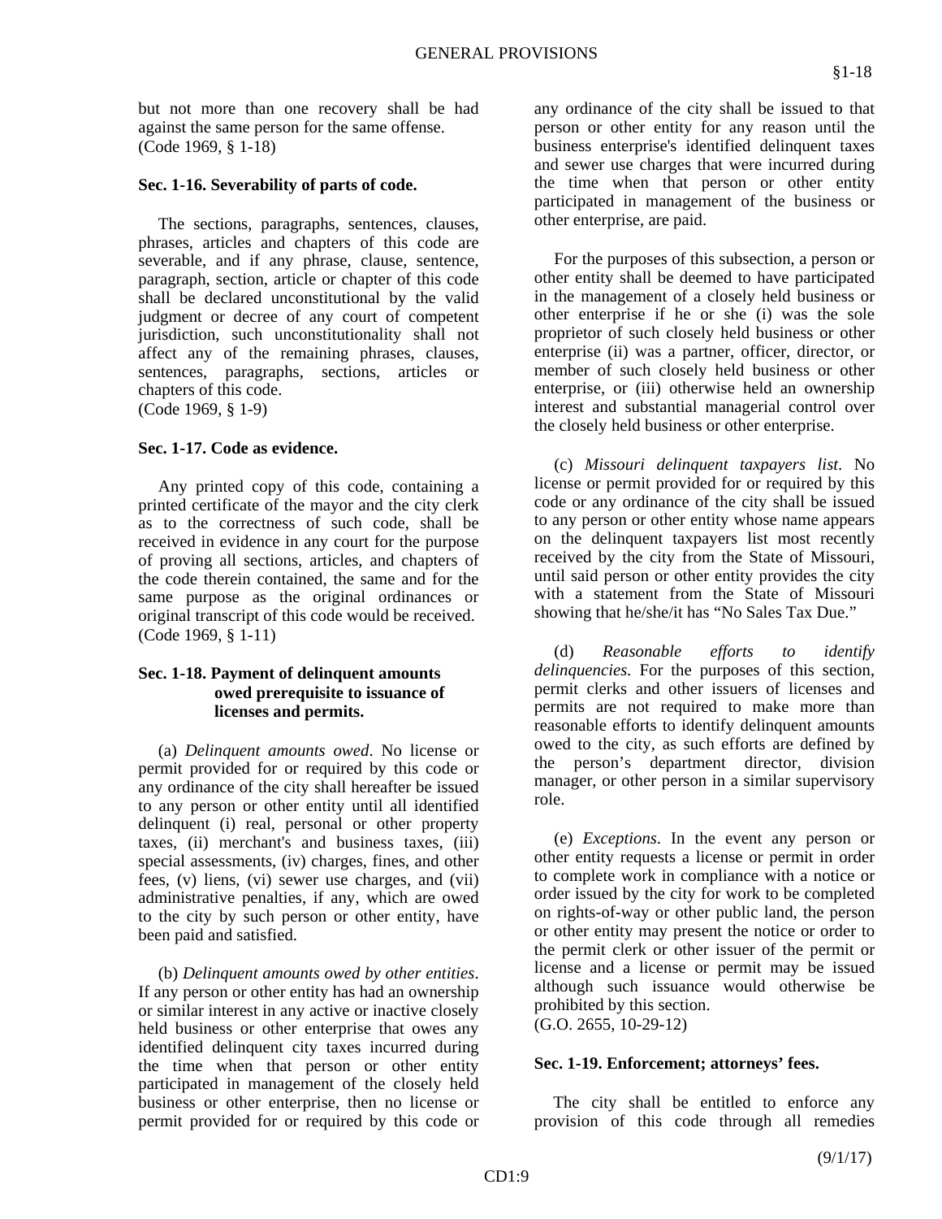but not more than one recovery shall be had against the same person for the same offense.
(Code 1969, § 1-18)

### Sec. 1-16. Severability of parts of code.

The sections, paragraphs, sentences, clauses, phrases, articles and chapters of this code are severable, and if any phrase, clause, sentence, paragraph, section, article or chapter of this code shall be declared unconstitutional by the valid judgment or decree of any court of competent jurisdiction, such unconstitutionality shall not affect any of the remaining phrases, clauses, sentences, paragraphs, sections, articles or chapters of this code.
(Code 1969, § 1-9)

### Sec. 1-17. Code as evidence.

Any printed copy of this code, containing a printed certificate of the mayor and the city clerk as to the correctness of such code, shall be received in evidence in any court for the purpose of proving all sections, articles, and chapters of the code therein contained, the same and for the same purpose as the original ordinances or original transcript of this code would be received.
(Code 1969, § 1-11)

### Sec. 1-18. Payment of delinquent amounts owed prerequisite to issuance of licenses and permits.

(a) *Delinquent amounts owed*. No license or permit provided for or required by this code or any ordinance of the city shall hereafter be issued to any person or other entity until all identified delinquent (i) real, personal or other property taxes, (ii) merchant's and business taxes, (iii) special assessments, (iv) charges, fines, and other fees, (v) liens, (vi) sewer use charges, and (vii) administrative penalties, if any, which are owed to the city by such person or other entity, have been paid and satisfied.

(b) *Delinquent amounts owed by other entities*. If any person or other entity has had an ownership or similar interest in any active or inactive closely held business or other enterprise that owes any identified delinquent city taxes incurred during the time when that person or other entity participated in management of the closely held business or other enterprise, then no license or permit provided for or required by this code or any ordinance of the city shall be issued to that person or other entity for any reason until the business enterprise's identified delinquent taxes and sewer use charges that were incurred during the time when that person or other entity participated in management of the business or other enterprise, are paid.

For the purposes of this subsection, a person or other entity shall be deemed to have participated in the management of a closely held business or other enterprise if he or she (i) was the sole proprietor of such closely held business or other enterprise (ii) was a partner, officer, director, or member of such closely held business or other enterprise, or (iii) otherwise held an ownership interest and substantial managerial control over the closely held business or other enterprise.

(c) *Missouri delinquent taxpayers list*. No license or permit provided for or required by this code or any ordinance of the city shall be issued to any person or other entity whose name appears on the delinquent taxpayers list most recently received by the city from the State of Missouri, until said person or other entity provides the city with a statement from the State of Missouri showing that he/she/it has "No Sales Tax Due."

(d) *Reasonable efforts to identify delinquencies*. For the purposes of this section, permit clerks and other issuers of licenses and permits are not required to make more than reasonable efforts to identify delinquent amounts owed to the city, as such efforts are defined by the person's department director, division manager, or other person in a similar supervisory role.

(e) *Exceptions*. In the event any person or other entity requests a license or permit in order to complete work in compliance with a notice or order issued by the city for work to be completed on rights-of-way or other public land, the person or other entity may present the notice or order to the permit clerk or other issuer of the permit or license and a license or permit may be issued although such issuance would otherwise be prohibited by this section.
(G.O. 2655, 10-29-12)

### Sec. 1-19. Enforcement; attorneys' fees.

The city shall be entitled to enforce any provision of this code through all remedies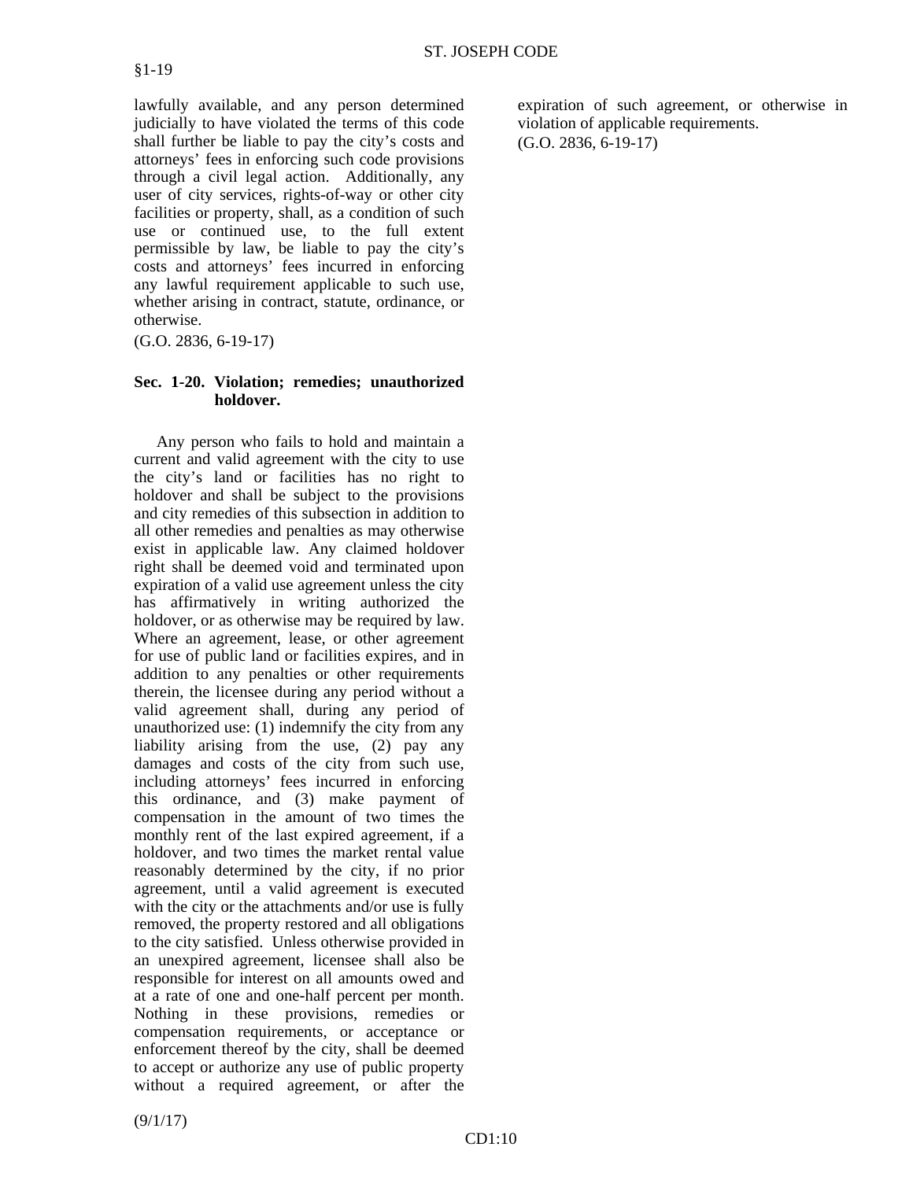lawfully available, and any person determined judicially to have violated the terms of this code shall further be liable to pay the city's costs and attorneys' fees in enforcing such code provisions through a civil legal action. Additionally, any user of city services, rights-of-way or other city facilities or property, shall, as a condition of such use or continued use, to the full extent permissible by law, be liable to pay the city's costs and attorneys' fees incurred in enforcing any lawful requirement applicable to such use, whether arising in contract, statute, ordinance, or otherwise.

(G.O. 2836, 6-19-17)

**Sec. 1-20. Violation; remedies; unauthorized holdover.**

Any person who fails to hold and maintain a current and valid agreement with the city to use the city's land or facilities has no right to holdover and shall be subject to the provisions and city remedies of this subsection in addition to all other remedies and penalties as may otherwise exist in applicable law. Any claimed holdover right shall be deemed void and terminated upon expiration of a valid use agreement unless the city has affirmatively in writing authorized the holdover, or as otherwise may be required by law. Where an agreement, lease, or other agreement for use of public land or facilities expires, and in addition to any penalties or other requirements therein, the licensee during any period without a valid agreement shall, during any period of unauthorized use: (1) indemnify the city from any liability arising from the use, (2) pay any damages and costs of the city from such use, including attorneys' fees incurred in enforcing this ordinance, and (3) make payment of compensation in the amount of two times the monthly rent of the last expired agreement, if a holdover, and two times the market rental value reasonably determined by the city, if no prior agreement, until a valid agreement is executed with the city or the attachments and/or use is fully removed, the property restored and all obligations to the city satisfied. Unless otherwise provided in an unexpired agreement, licensee shall also be responsible for interest on all amounts owed and at a rate of one and one-half percent per month. Nothing in these provisions, remedies or compensation requirements, or acceptance or enforcement thereof by the city, shall be deemed to accept or authorize any use of public property without a required agreement, or after the expiration of such agreement, or otherwise in violation of applicable requirements.

(G.O. 2836, 6-19-17)